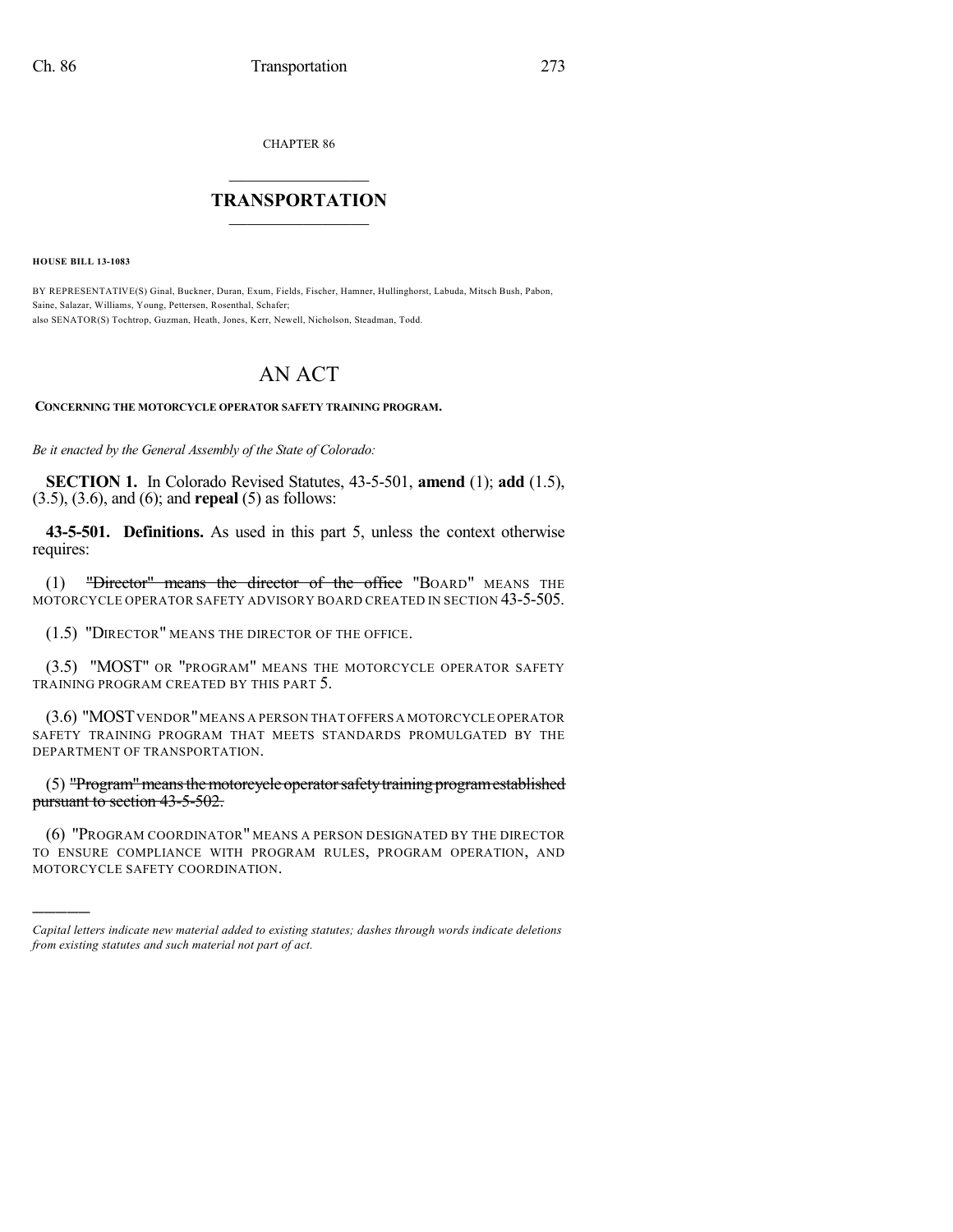CHAPTER 86

# TRANSPORTATION

**HOUSE BILL 13-1083**

BY REPRESENTATIVE(S) Ginal, Buckner, Duran, Exum, Fields, Fischer, Hamner, Hullinghorst, Labuda, Mitsch Bush, Pabon, Saine, Salazar, Williams, Young, Pettersen, Rosenthal, Schafer;
also SENATOR(S) Tochtrop, Guzman, Heath, Jones, Kerr, Newell, Nicholson, Steadman, Todd.

# AN ACT

**CONCERNING THE MOTORCYCLE OPERATOR SAFETY TRAINING PROGRAM.**

*Be it enacted by the General Assembly of the State of Colorado:*

**SECTION 1.** In Colorado Revised Statutes, 43-5-501, **amend** (1); **add** (1.5), (3.5), (3.6), and (6); and **repeal** (5) as follows:

**43-5-501. Definitions.** As used in this part 5, unless the context otherwise requires:

(1) ~~"Director" means the director of the office~~ "BOARD" MEANS THE MOTORCYCLE OPERATOR SAFETY ADVISORY BOARD CREATED IN SECTION 43-5-505.

(1.5) "DIRECTOR" MEANS THE DIRECTOR OF THE OFFICE.

(3.5) "MOST" OR "PROGRAM" MEANS THE MOTORCYCLE OPERATOR SAFETY TRAINING PROGRAM CREATED BY THIS PART 5.

(3.6) "MOST VENDOR" MEANS A PERSON THAT OFFERS A MOTORCYCLE OPERATOR SAFETY TRAINING PROGRAM THAT MEETS STANDARDS PROMULGATED BY THE DEPARTMENT OF TRANSPORTATION.

(5) ~~"Program" means the motorcycle operator safety training program established pursuant to section 43-5-502.~~

(6) "PROGRAM COORDINATOR" MEANS A PERSON DESIGNATED BY THE DIRECTOR TO ENSURE COMPLIANCE WITH PROGRAM RULES, PROGRAM OPERATION, AND MOTORCYCLE SAFETY COORDINATION.

---

*Capital letters indicate new material added to existing statutes; dashes through words indicate deletions from existing statutes and such material not part of act.*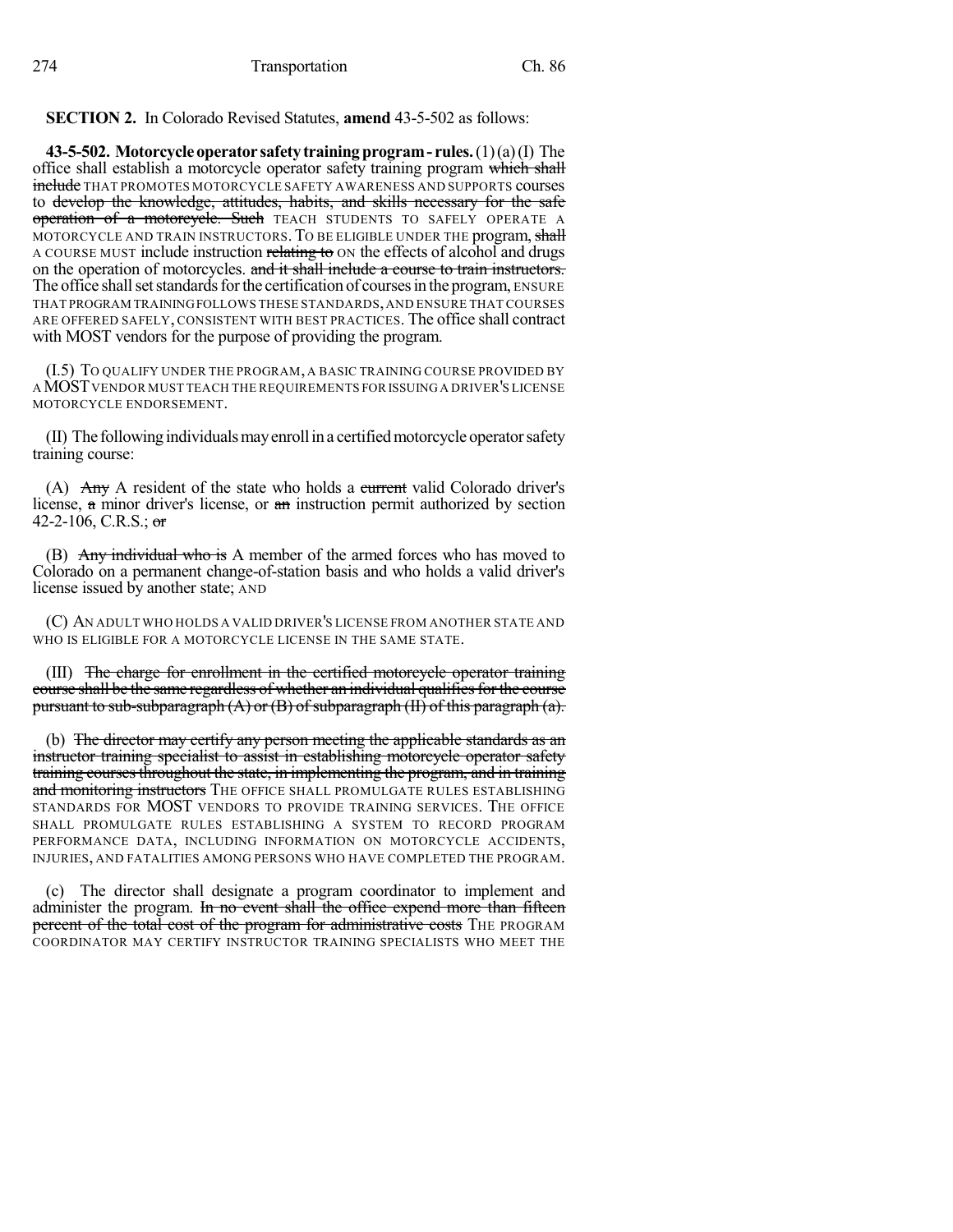**SECTION 2.** In Colorado Revised Statutes, **amend** 43-5-502 as follows:

**43-5-502. Motorcycle operator safety training program - rules.** (1) (a) (I) The office shall establish a motorcycle operator safety training program which shall include THAT PROMOTES MOTORCYCLE SAFETY AWARENESS AND SUPPORTS courses to develop the knowledge, attitudes, habits, and skills necessary for the safe operation of a motorcycle. Such TEACH STUDENTS TO SAFELY OPERATE A MOTORCYCLE AND TRAIN INSTRUCTORS. TO BE ELIGIBLE UNDER THE program, shall A COURSE MUST include instruction relating to ON the effects of alcohol and drugs on the operation of motorcycles. and it shall include a course to train instructors. The office shall set standards for the certification of courses in the program, ENSURE THAT PROGRAM TRAINING FOLLOWS THESE STANDARDS, AND ENSURE THAT COURSES ARE OFFERED SAFELY, CONSISTENT WITH BEST PRACTICES. The office shall contract with MOST vendors for the purpose of providing the program.

(I.5) TO QUALIFY UNDER THE PROGRAM, A BASIC TRAINING COURSE PROVIDED BY A MOST VENDOR MUST TEACH THE REQUIREMENTS FOR ISSUING A DRIVER'S LICENSE MOTORCYCLE ENDORSEMENT.

(II) The following individuals may enroll in a certified motorcycle operator safety training course:

(A) Any A resident of the state who holds a current valid Colorado driver's license, a minor driver's license, or an instruction permit authorized by section 42-2-106, C.R.S.; or

(B) Any individual who is A member of the armed forces who has moved to Colorado on a permanent change-of-station basis and who holds a valid driver's license issued by another state; AND

(C) AN ADULT WHO HOLDS A VALID DRIVER'S LICENSE FROM ANOTHER STATE AND WHO IS ELIGIBLE FOR A MOTORCYCLE LICENSE IN THE SAME STATE.

(III) The charge for enrollment in the certified motorcycle operator training course shall be the same regardless of whether an individual qualifies for the course pursuant to sub-subparagraph (A) or (B) of subparagraph (II) of this paragraph (a).

(b) The director may certify any person meeting the applicable standards as an instructor training specialist to assist in establishing motorcycle operator safety training courses throughout the state, in implementing the program, and in training and monitoring instructors THE OFFICE SHALL PROMULGATE RULES ESTABLISHING STANDARDS FOR MOST VENDORS TO PROVIDE TRAINING SERVICES. THE OFFICE SHALL PROMULGATE RULES ESTABLISHING A SYSTEM TO RECORD PROGRAM PERFORMANCE DATA, INCLUDING INFORMATION ON MOTORCYCLE ACCIDENTS, INJURIES, AND FATALITIES AMONG PERSONS WHO HAVE COMPLETED THE PROGRAM.

(c) The director shall designate a program coordinator to implement and administer the program. In no event shall the office expend more than fifteen percent of the total cost of the program for administrative costs THE PROGRAM COORDINATOR MAY CERTIFY INSTRUCTOR TRAINING SPECIALISTS WHO MEET THE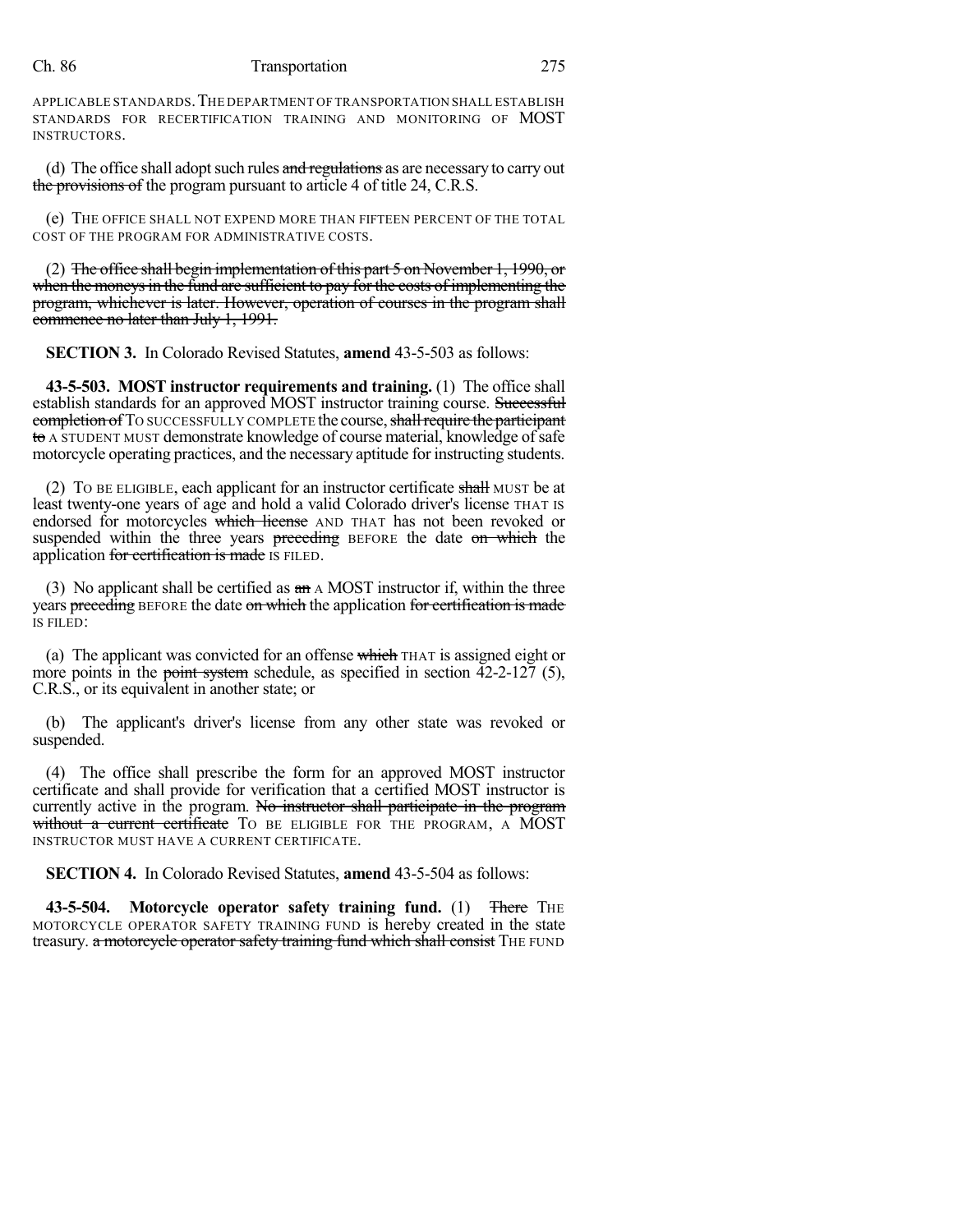APPLICABLE STANDARDS. THE DEPARTMENT OF TRANSPORTATION SHALL ESTABLISH STANDARDS FOR RECERTIFICATION TRAINING AND MONITORING OF MOST INSTRUCTORS.

(d) The office shall adopt such rules ~~and regulations~~ as are necessary to carry out ~~the provisions of~~ the program pursuant to article 4 of title 24, C.R.S.

(e) THE OFFICE SHALL NOT EXPEND MORE THAN FIFTEEN PERCENT OF THE TOTAL COST OF THE PROGRAM FOR ADMINISTRATIVE COSTS.

(2) ~~The office shall begin implementation of this part 5 on November 1, 1990, or when the moneys in the fund are sufficient to pay for the costs of implementing the program, whichever is later. However, operation of courses in the program shall commence no later than July 1, 1991.~~

**SECTION 3.** In Colorado Revised Statutes, **amend** 43-5-503 as follows:

**43-5-503. MOST instructor requirements and training.** (1) The office shall establish standards for an approved MOST instructor training course. ~~Successful completion of~~ TO SUCCESSFULLY COMPLETE the course, ~~shall require the participant to~~ A STUDENT MUST demonstrate knowledge of course material, knowledge of safe motorcycle operating practices, and the necessary aptitude for instructing students.

(2) TO BE ELIGIBLE, each applicant for an instructor certificate ~~shall~~ MUST be at least twenty-one years of age and hold a valid Colorado driver's license THAT IS endorsed for motorcycles ~~which license~~ AND THAT has not been revoked or suspended within the three years ~~preceding~~ BEFORE the date ~~on which~~ the application ~~for certification is made~~ IS FILED.

(3) No applicant shall be certified as ~~an~~ A MOST instructor if, within the three years ~~preceding~~ BEFORE the date ~~on which~~ the application ~~for certification is made~~ IS FILED:

(a) The applicant was convicted for an offense ~~which~~ THAT is assigned eight or more points in the ~~point system~~ schedule, as specified in section 42-2-127 (5), C.R.S., or its equivalent in another state; or

(b) The applicant's driver's license from any other state was revoked or suspended.

(4) The office shall prescribe the form for an approved MOST instructor certificate and shall provide for verification that a certified MOST instructor is currently active in the program. ~~No instructor shall participate in the program without a current certificate~~ TO BE ELIGIBLE FOR THE PROGRAM, A MOST INSTRUCTOR MUST HAVE A CURRENT CERTIFICATE.

**SECTION 4.** In Colorado Revised Statutes, **amend** 43-5-504 as follows:

**43-5-504. Motorcycle operator safety training fund.** (1) ~~There~~ THE MOTORCYCLE OPERATOR SAFETY TRAINING FUND is hereby created in the state treasury. ~~a motorcycle operator safety training fund which shall consist~~ THE FUND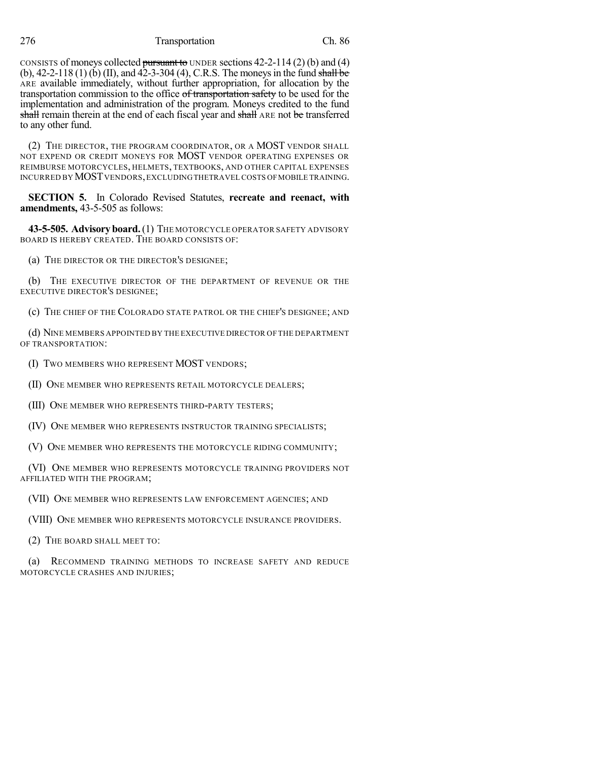CONSISTS of moneys collected ~~pursuant to~~ UNDER sections 42-2-114 (2) (b) and (4) (b), 42-2-118 (1) (b) (II), and 42-3-304 (4), C.R.S. The moneys in the fund ~~shall be~~ ARE available immediately, without further appropriation, for allocation by the transportation commission to the office ~~of transportation safety~~ to be used for the implementation and administration of the program. Moneys credited to the fund ~~shall~~ remain therein at the end of each fiscal year and ~~shall~~ ARE not ~~be~~ transferred to any other fund.

(2) THE DIRECTOR, THE PROGRAM COORDINATOR, OR A MOST VENDOR SHALL NOT EXPEND OR CREDIT MONEYS FOR MOST VENDOR OPERATING EXPENSES OR REIMBURSE MOTORCYCLES, HELMETS, TEXTBOOKS, AND OTHER CAPITAL EXPENSES INCURRED BY MOST VENDORS, EXCLUDING THE TRAVEL COSTS OF MOBILE TRAINING.

**SECTION 5.** In Colorado Revised Statutes, **recreate and reenact, with amendments,** 43-5-505 as follows:

**43-5-505. Advisory board.** (1) THE MOTORCYCLE OPERATOR SAFETY ADVISORY BOARD IS HEREBY CREATED. THE BOARD CONSISTS OF:

(a) THE DIRECTOR OR THE DIRECTOR'S DESIGNEE;

(b) THE EXECUTIVE DIRECTOR OF THE DEPARTMENT OF REVENUE OR THE EXECUTIVE DIRECTOR'S DESIGNEE;

(c) THE CHIEF OF THE COLORADO STATE PATROL OR THE CHIEF'S DESIGNEE; AND

(d) NINE MEMBERS APPOINTED BY THE EXECUTIVE DIRECTOR OF THE DEPARTMENT OF TRANSPORTATION:

(I) TWO MEMBERS WHO REPRESENT MOST VENDORS;

(II) ONE MEMBER WHO REPRESENTS RETAIL MOTORCYCLE DEALERS;

(III) ONE MEMBER WHO REPRESENTS THIRD-PARTY TESTERS;

(IV) ONE MEMBER WHO REPRESENTS INSTRUCTOR TRAINING SPECIALISTS;

(V) ONE MEMBER WHO REPRESENTS THE MOTORCYCLE RIDING COMMUNITY;

(VI) ONE MEMBER WHO REPRESENTS MOTORCYCLE TRAINING PROVIDERS NOT AFFILIATED WITH THE PROGRAM;

(VII) ONE MEMBER WHO REPRESENTS LAW ENFORCEMENT AGENCIES; AND

(VIII) ONE MEMBER WHO REPRESENTS MOTORCYCLE INSURANCE PROVIDERS.

(2) THE BOARD SHALL MEET TO:

(a) RECOMMEND TRAINING METHODS TO INCREASE SAFETY AND REDUCE MOTORCYCLE CRASHES AND INJURIES;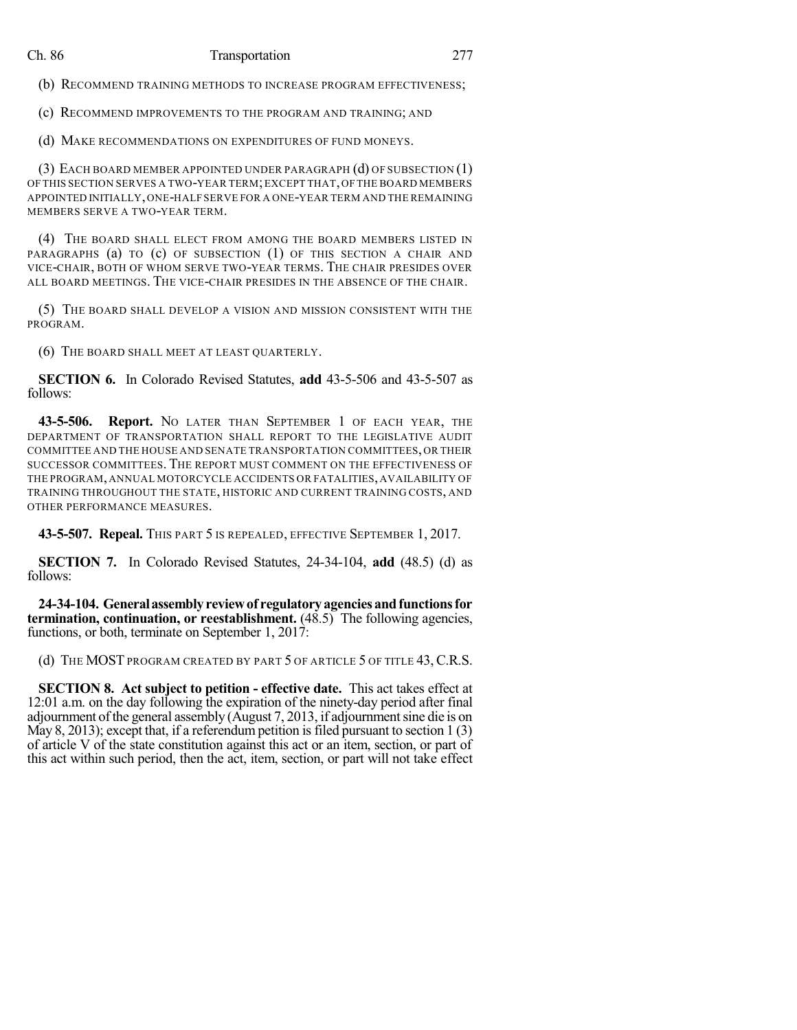(b) RECOMMEND TRAINING METHODS TO INCREASE PROGRAM EFFECTIVENESS;

(c) RECOMMEND IMPROVEMENTS TO THE PROGRAM AND TRAINING; AND

(d) MAKE RECOMMENDATIONS ON EXPENDITURES OF FUND MONEYS.

(3) EACH BOARD MEMBER APPOINTED UNDER PARAGRAPH (d) OF SUBSECTION (1) OF THIS SECTION SERVES A TWO-YEAR TERM; EXCEPT THAT, OF THE BOARD MEMBERS APPOINTED INITIALLY, ONE-HALF SERVE FOR A ONE-YEAR TERM AND THE REMAINING MEMBERS SERVE A TWO-YEAR TERM.

(4) THE BOARD SHALL ELECT FROM AMONG THE BOARD MEMBERS LISTED IN PARAGRAPHS (a) TO (c) OF SUBSECTION (1) OF THIS SECTION A CHAIR AND VICE-CHAIR, BOTH OF WHOM SERVE TWO-YEAR TERMS. THE CHAIR PRESIDES OVER ALL BOARD MEETINGS. THE VICE-CHAIR PRESIDES IN THE ABSENCE OF THE CHAIR.

(5) THE BOARD SHALL DEVELOP A VISION AND MISSION CONSISTENT WITH THE PROGRAM.

(6) THE BOARD SHALL MEET AT LEAST QUARTERLY.

**SECTION 6.** In Colorado Revised Statutes, **add** 43-5-506 and 43-5-507 as follows:

**43-5-506. Report.** NO LATER THAN SEPTEMBER 1 OF EACH YEAR, THE DEPARTMENT OF TRANSPORTATION SHALL REPORT TO THE LEGISLATIVE AUDIT COMMITTEE AND THE HOUSE AND SENATE TRANSPORTATION COMMITTEES, OR THEIR SUCCESSOR COMMITTEES. THE REPORT MUST COMMENT ON THE EFFECTIVENESS OF THE PROGRAM, ANNUAL MOTORCYCLE ACCIDENTS OR FATALITIES, AVAILABILITY OF TRAINING THROUGHOUT THE STATE, HISTORIC AND CURRENT TRAINING COSTS, AND OTHER PERFORMANCE MEASURES.

**43-5-507. Repeal.** THIS PART 5 IS REPEALED, EFFECTIVE SEPTEMBER 1, 2017.

**SECTION 7.** In Colorado Revised Statutes, 24-34-104, **add** (48.5) (d) as follows:

**24-34-104. General assembly review of regulatory agencies and functions for termination, continuation, or reestablishment.** (48.5) The following agencies, functions, or both, terminate on September 1, 2017:

(d) THE MOST PROGRAM CREATED BY PART 5 OF ARTICLE 5 OF TITLE 43, C.R.S.

**SECTION 8. Act subject to petition - effective date.** This act takes effect at 12:01 a.m. on the day following the expiration of the ninety-day period after final adjournment of the general assembly (August 7, 2013, if adjournment sine die is on May 8, 2013); except that, if a referendum petition is filed pursuant to section 1 (3) of article V of the state constitution against this act or an item, section, or part of this act within such period, then the act, item, section, or part will not take effect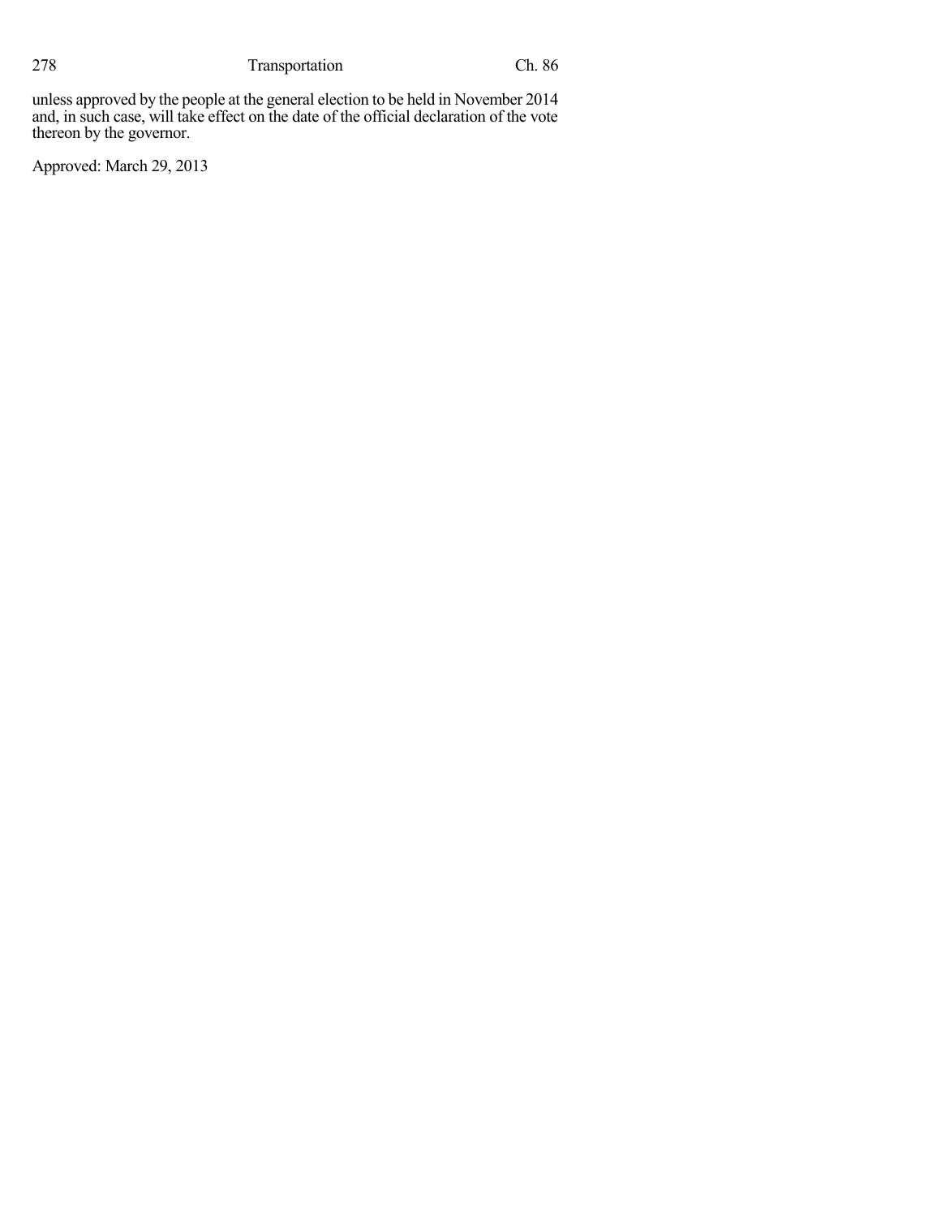unless approved by the people at the general election to be held in November 2014 and, in such case, will take effect on the date of the official declaration of the vote thereon by the governor.

Approved: March 29, 2013